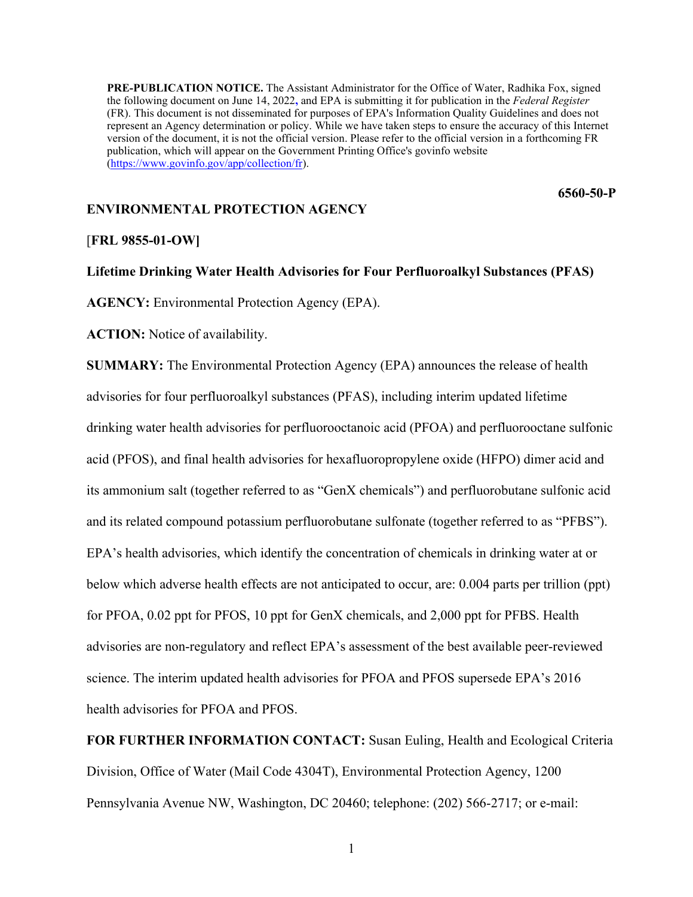**PRE-PUBLICATION NOTICE.** The Assistant Administrator for the Office of Water, Radhika Fox, signed the following document on June 14, 2022, and EPA is submitting it for publication in the *Federal Register* (FR). This document is not disseminated for purposes of EPA's Information Quality Guidelines and does not represent an Agency determination or policy. While we have taken steps to ensure the accuracy of this Internet version of the document, it is not the official version. Please refer to the official version in a forthcoming FR publication, which will appear on the Government Printing Office's govinfo website (https://www.govinfo.gov/app/collection/fr).

**6560-50-P**

**ENVIRONMENTAL PROTECTION AGENCY**

[**FRL 9855-01-OW]**

**Lifetime Drinking Water Health Advisories for Four Perfluoroalkyl Substances (PFAS)**

**AGENCY:** Environmental Protection Agency (EPA).

**ACTION:** Notice of availability.

**SUMMARY:** The Environmental Protection Agency (EPA) announces the release of health advisories for four perfluoroalkyl substances (PFAS), including interim updated lifetime drinking water health advisories for perfluorooctanoic acid (PFOA) and perfluorooctane sulfonic acid (PFOS), and final health advisories for hexafluoropropylene oxide (HFPO) dimer acid and its ammonium salt (together referred to as "GenX chemicals") and perfluorobutane sulfonic acid and its related compound potassium perfluorobutane sulfonate (together referred to as "PFBS"). EPA's health advisories, which identify the concentration of chemicals in drinking water at or below which adverse health effects are not anticipated to occur, are: 0.004 parts per trillion (ppt) for PFOA, 0.02 ppt for PFOS, 10 ppt for GenX chemicals, and 2,000 ppt for PFBS. Health advisories are non-regulatory and reflect EPA's assessment of the best available peer-reviewed science. The interim updated health advisories for PFOA and PFOS supersede EPA's 2016 health advisories for PFOA and PFOS.

**FOR FURTHER INFORMATION CONTACT:** Susan Euling, Health and Ecological Criteria Division, Office of Water (Mail Code 4304T), Environmental Protection Agency, 1200 Pennsylvania Avenue NW, Washington, DC 20460; telephone: (202) 566-2717; or e-mail: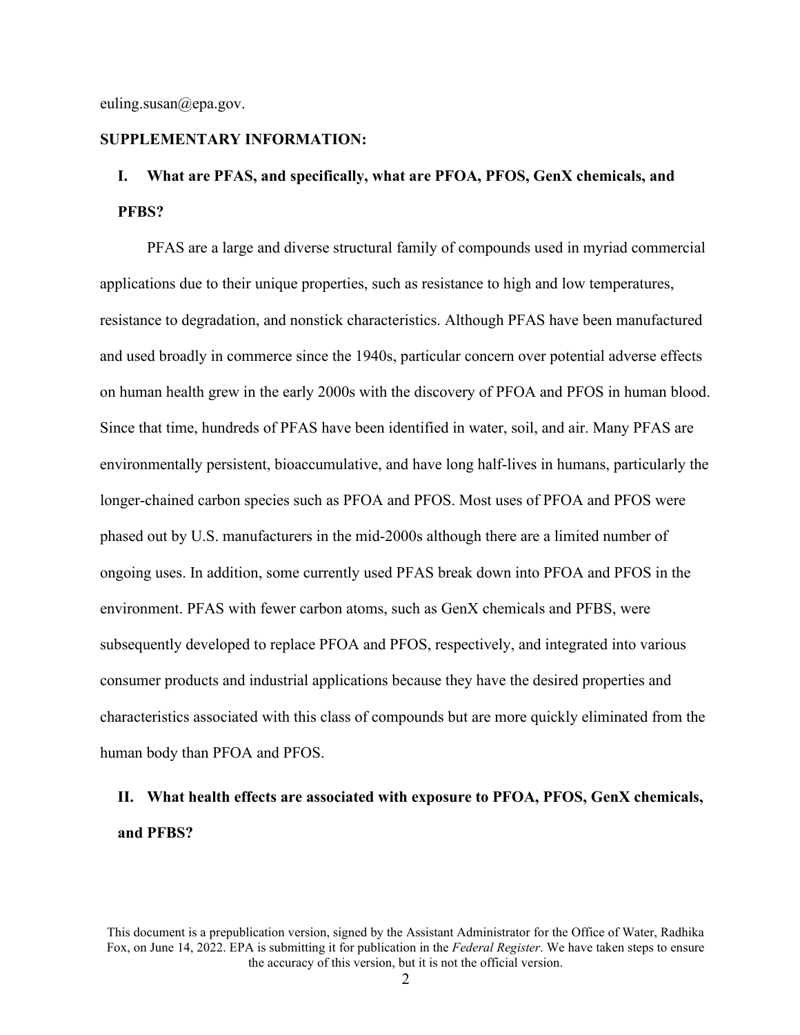euling.susan@epa.gov.

**SUPPLEMENTARY INFORMATION:**

## I. What are PFAS, and specifically, what are PFOA, PFOS, GenX chemicals, and PFBS?

PFAS are a large and diverse structural family of compounds used in myriad commercial applications due to their unique properties, such as resistance to high and low temperatures, resistance to degradation, and nonstick characteristics. Although PFAS have been manufactured and used broadly in commerce since the 1940s, particular concern over potential adverse effects on human health grew in the early 2000s with the discovery of PFOA and PFOS in human blood. Since that time, hundreds of PFAS have been identified in water, soil, and air. Many PFAS are environmentally persistent, bioaccumulative, and have long half-lives in humans, particularly the longer-chained carbon species such as PFOA and PFOS. Most uses of PFOA and PFOS were phased out by U.S. manufacturers in the mid-2000s although there are a limited number of ongoing uses. In addition, some currently used PFAS break down into PFOA and PFOS in the environment. PFAS with fewer carbon atoms, such as GenX chemicals and PFBS, were subsequently developed to replace PFOA and PFOS, respectively, and integrated into various consumer products and industrial applications because they have the desired properties and characteristics associated with this class of compounds but are more quickly eliminated from the human body than PFOA and PFOS.

## II. What health effects are associated with exposure to PFOA, PFOS, GenX chemicals, and PFBS?

This document is a prepublication version, signed by the Assistant Administrator for the Office of Water, Radhika Fox, on June 14, 2022. EPA is submitting it for publication in the *Federal Register*. We have taken steps to ensure the accuracy of this version, but it is not the official version.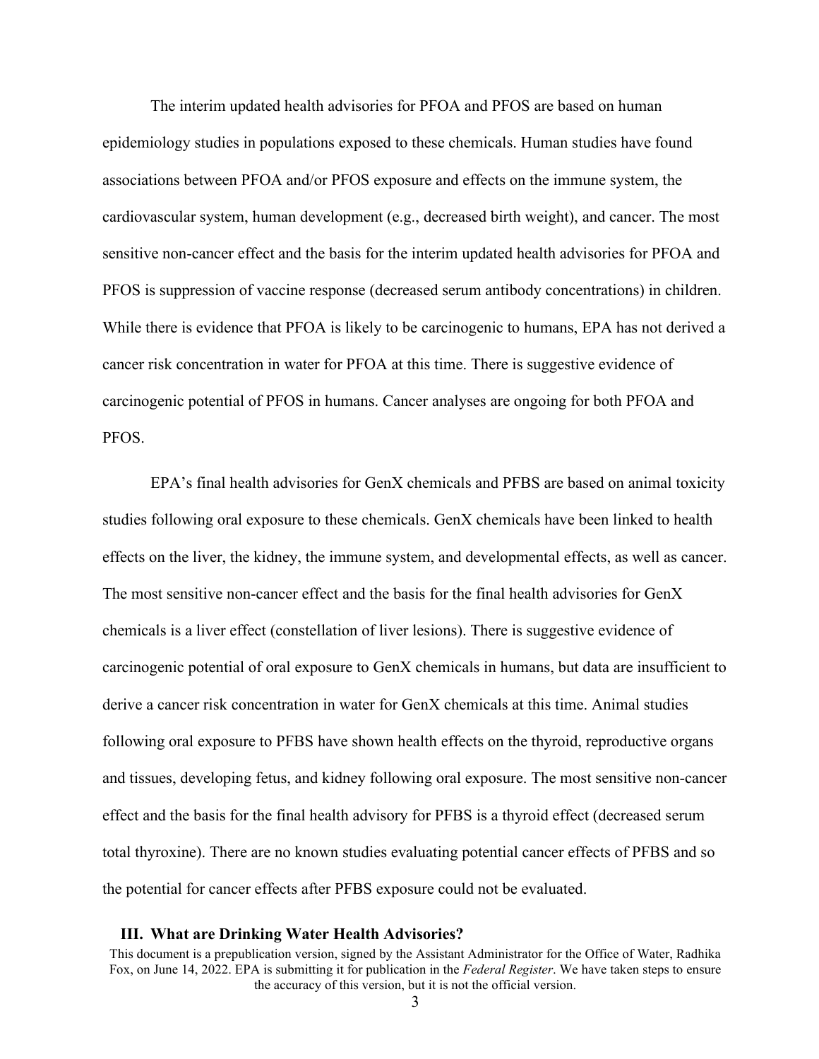The interim updated health advisories for PFOA and PFOS are based on human epidemiology studies in populations exposed to these chemicals. Human studies have found associations between PFOA and/or PFOS exposure and effects on the immune system, the cardiovascular system, human development (e.g., decreased birth weight), and cancer. The most sensitive non-cancer effect and the basis for the interim updated health advisories for PFOA and PFOS is suppression of vaccine response (decreased serum antibody concentrations) in children. While there is evidence that PFOA is likely to be carcinogenic to humans, EPA has not derived a cancer risk concentration in water for PFOA at this time. There is suggestive evidence of carcinogenic potential of PFOS in humans. Cancer analyses are ongoing for both PFOA and PFOS.

EPA's final health advisories for GenX chemicals and PFBS are based on animal toxicity studies following oral exposure to these chemicals. GenX chemicals have been linked to health effects on the liver, the kidney, the immune system, and developmental effects, as well as cancer. The most sensitive non-cancer effect and the basis for the final health advisories for GenX chemicals is a liver effect (constellation of liver lesions). There is suggestive evidence of carcinogenic potential of oral exposure to GenX chemicals in humans, but data are insufficient to derive a cancer risk concentration in water for GenX chemicals at this time. Animal studies following oral exposure to PFBS have shown health effects on the thyroid, reproductive organs and tissues, developing fetus, and kidney following oral exposure. The most sensitive non-cancer effect and the basis for the final health advisory for PFBS is a thyroid effect (decreased serum total thyroxine). There are no known studies evaluating potential cancer effects of PFBS and so the potential for cancer effects after PFBS exposure could not be evaluated.

## III. What are Drinking Water Health Advisories?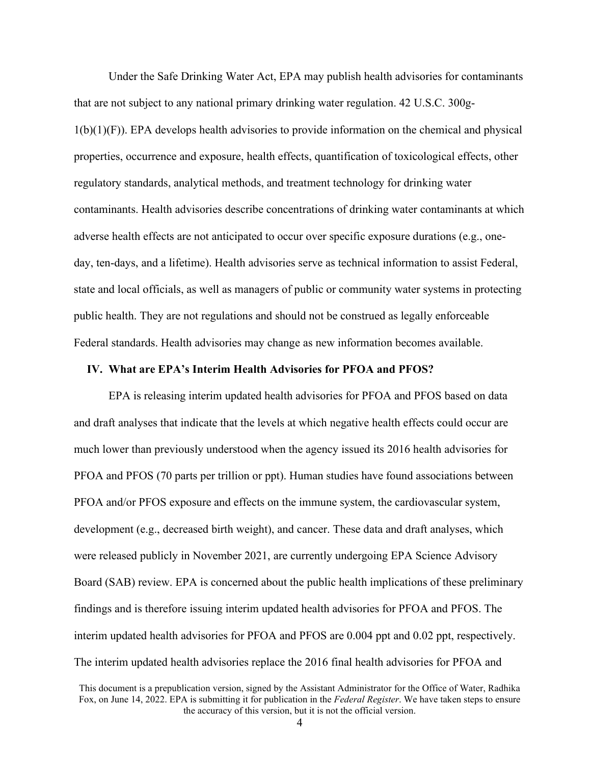Under the Safe Drinking Water Act, EPA may publish health advisories for contaminants that are not subject to any national primary drinking water regulation. 42 U.S.C. 300g-1(b)(1)(F)). EPA develops health advisories to provide information on the chemical and physical properties, occurrence and exposure, health effects, quantification of toxicological effects, other regulatory standards, analytical methods, and treatment technology for drinking water contaminants. Health advisories describe concentrations of drinking water contaminants at which adverse health effects are not anticipated to occur over specific exposure durations (e.g., one-day, ten-days, and a lifetime). Health advisories serve as technical information to assist Federal, state and local officials, as well as managers of public or community water systems in protecting public health. They are not regulations and should not be construed as legally enforceable Federal standards. Health advisories may change as new information becomes available.

## IV. What are EPA's Interim Health Advisories for PFOA and PFOS?

EPA is releasing interim updated health advisories for PFOA and PFOS based on data and draft analyses that indicate that the levels at which negative health effects could occur are much lower than previously understood when the agency issued its 2016 health advisories for PFOA and PFOS (70 parts per trillion or ppt). Human studies have found associations between PFOA and/or PFOS exposure and effects on the immune system, the cardiovascular system, development (e.g., decreased birth weight), and cancer. These data and draft analyses, which were released publicly in November 2021, are currently undergoing EPA Science Advisory Board (SAB) review. EPA is concerned about the public health implications of these preliminary findings and is therefore issuing interim updated health advisories for PFOA and PFOS. The interim updated health advisories for PFOA and PFOS are 0.004 ppt and 0.02 ppt, respectively. The interim updated health advisories replace the 2016 final health advisories for PFOA and

This document is a prepublication version, signed by the Assistant Administrator for the Office of Water, Radhika Fox, on June 14, 2022. EPA is submitting it for publication in the *Federal Register*. We have taken steps to ensure the accuracy of this version, but it is not the official version.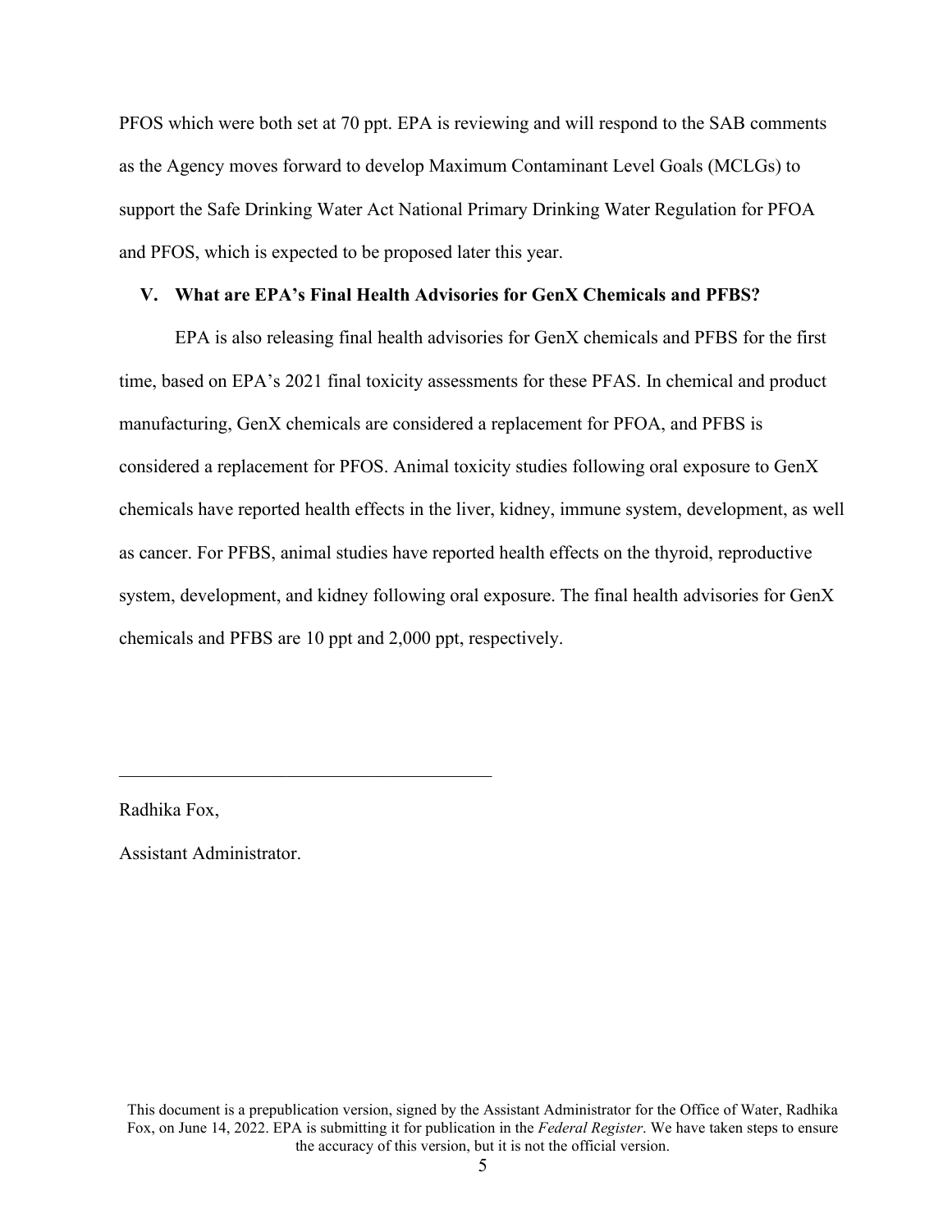PFOS which were both set at 70 ppt. EPA is reviewing and will respond to the SAB comments as the Agency moves forward to develop Maximum Contaminant Level Goals (MCLGs) to support the Safe Drinking Water Act National Primary Drinking Water Regulation for PFOA and PFOS, which is expected to be proposed later this year.

## V. What are EPA's Final Health Advisories for GenX Chemicals and PFBS?

EPA is also releasing final health advisories for GenX chemicals and PFBS for the first time, based on EPA's 2021 final toxicity assessments for these PFAS. In chemical and product manufacturing, GenX chemicals are considered a replacement for PFOA, and PFBS is considered a replacement for PFOS. Animal toxicity studies following oral exposure to GenX chemicals have reported health effects in the liver, kidney, immune system, development, as well as cancer. For PFBS, animal studies have reported health effects on the thyroid, reproductive system, development, and kidney following oral exposure. The final health advisories for GenX chemicals and PFBS are 10 ppt and 2,000 ppt, respectively.

\_\_\_\_\_\_\_\_\_\_\_\_\_\_\_\_\_\_\_\_\_\_\_\_\_\_\_\_\_\_\_\_\_\_\_\_\_\_\_\_

Radhika Fox,

Assistant Administrator.

This document is a prepublication version, signed by the Assistant Administrator for the Office of Water, Radhika Fox, on June 14, 2022. EPA is submitting it for publication in the *Federal Register*. We have taken steps to ensure the accuracy of this version, but it is not the official version.